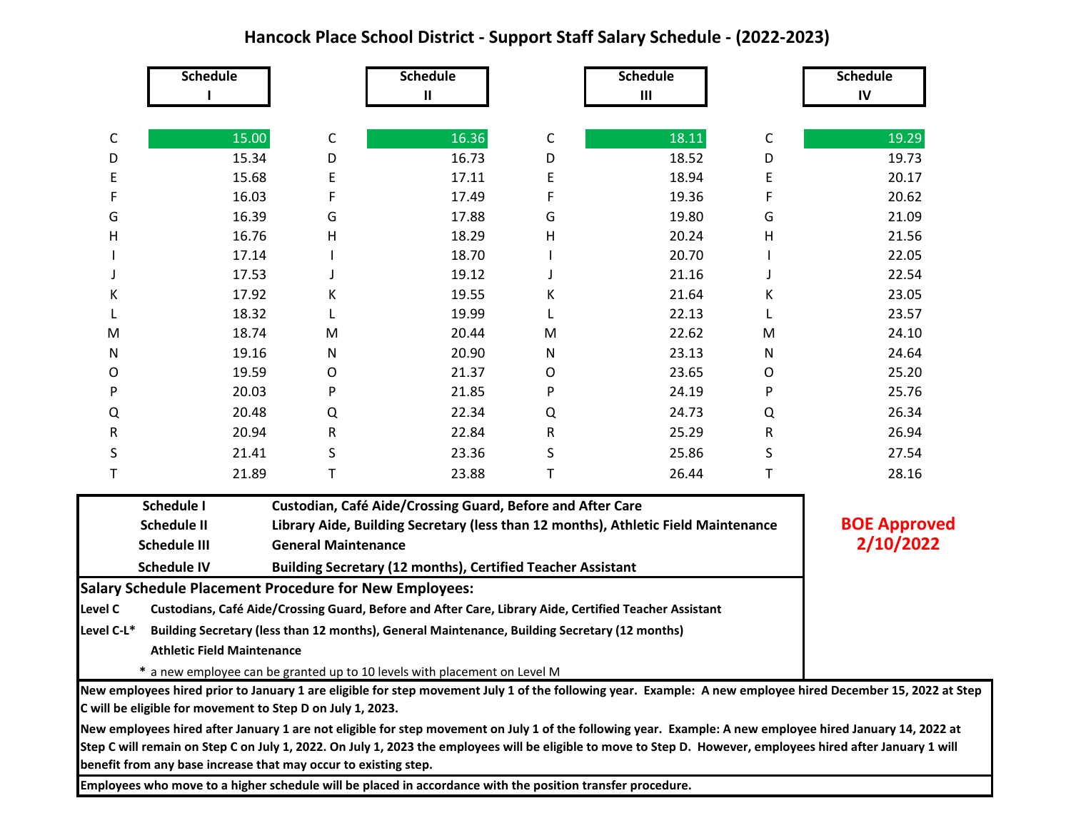# Hancock Place School District - Support Staff Salary Schedule - (2022-2023)

| Step | Schedule I | Schedule II | Schedule III | Schedule IV |
|---|---|---|---|---|
| C | 15.00 | 16.36 | 18.11 | 19.29 |
| D | 15.34 | 16.73 | 18.52 | 19.73 |
| E | 15.68 | 17.11 | 18.94 | 20.17 |
| F | 16.03 | 17.49 | 19.36 | 20.62 |
| G | 16.39 | 17.88 | 19.80 | 21.09 |
| H | 16.76 | 18.29 | 20.24 | 21.56 |
| I | 17.14 | 18.70 | 20.70 | 22.05 |
| J | 17.53 | 19.12 | 21.16 | 22.54 |
| K | 17.92 | 19.55 | 21.64 | 23.05 |
| L | 18.32 | 19.99 | 22.13 | 23.57 |
| M | 18.74 | 20.44 | 22.62 | 24.10 |
| N | 19.16 | 20.90 | 23.13 | 24.64 |
| O | 19.59 | 21.37 | 23.65 | 25.20 |
| P | 20.03 | 21.85 | 24.19 | 25.76 |
| Q | 20.48 | 22.34 | 24.73 | 26.34 |
| R | 20.94 | 22.84 | 25.29 | 26.94 |
| S | 21.41 | 23.36 | 25.86 | 27.54 |
| T | 21.89 | 23.88 | 26.44 | 28.16 |

| | |
|---|---|
| Schedule I | Custodian, Café Aide/Crossing Guard, Before and After Care |
| Schedule II | Library Aide, Building Secretary (less than 12 months), Athletic Field Maintenance |
| Schedule III | General Maintenance |
| Schedule IV | Building Secretary (12 months), Certified Teacher Assistant |

**BOE Approved 2/10/2022**

**Salary Schedule Placement Procedure for New Employees:**

| | |
|---|---|
| Level C | Custodians, Café Aide/Crossing Guard, Before and After Care, Library Aide, Certified Teacher Assistant |
| Level C-L* | Building Secretary (less than 12 months), General Maintenance, Building Secretary (12 months) Athletic Field Maintenance |

\* a new employee can be granted up to 10 levels with placement on Level M

**New employees hired prior to January 1 are eligible for step movement July 1 of the following year. Example: A new employee hired December 15, 2022 at Step C will be eligible for movement to Step D on July 1, 2023.**

**New employees hired after January 1 are not eligible for step movement on July 1 of the following year. Example: A new employee hired January 14, 2022 at Step C will remain on Step C on July 1, 2022. On July 1, 2023 the employees will be eligible to move to Step D. However, employees hired after January 1 will benefit from any base increase that may occur to existing step.**

**Employees who move to a higher schedule will be placed in accordance with the position transfer procedure.**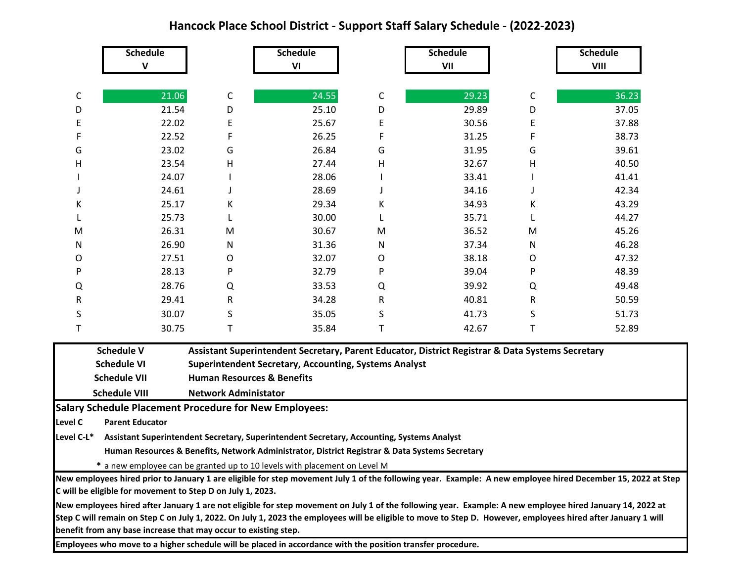# Hancock Place School District - Support Staff Salary Schedule - (2022-2023)

| | Schedule V | | Schedule VI | | Schedule VII | | Schedule VIII |
|---|---|---|---|---|---|---|---|
| C | 21.06 | C | 24.55 | C | 29.23 | C | 36.23 |
| D | 21.54 | D | 25.10 | D | 29.89 | D | 37.05 |
| E | 22.02 | E | 25.67 | E | 30.56 | E | 37.88 |
| F | 22.52 | F | 26.25 | F | 31.25 | F | 38.73 |
| G | 23.02 | G | 26.84 | G | 31.95 | G | 39.61 |
| H | 23.54 | H | 27.44 | H | 32.67 | H | 40.50 |
| I | 24.07 | I | 28.06 | I | 33.41 | I | 41.41 |
| J | 24.61 | J | 28.69 | J | 34.16 | J | 42.34 |
| K | 25.17 | K | 29.34 | K | 34.93 | K | 43.29 |
| L | 25.73 | L | 30.00 | L | 35.71 | L | 44.27 |
| M | 26.31 | M | 30.67 | M | 36.52 | M | 45.26 |
| N | 26.90 | N | 31.36 | N | 37.34 | N | 46.28 |
| O | 27.51 | O | 32.07 | O | 38.18 | O | 47.32 |
| P | 28.13 | P | 32.79 | P | 39.04 | P | 48.39 |
| Q | 28.76 | Q | 33.53 | Q | 39.92 | Q | 49.48 |
| R | 29.41 | R | 34.28 | R | 40.81 | R | 50.59 |
| S | 30.07 | S | 35.05 | S | 41.73 | S | 51.73 |
| T | 30.75 | T | 35.84 | T | 42.67 | T | 52.89 |

| | |
|---|---|
| **Schedule V** | **Assistant Superintendent Secretary, Parent Educator, District Registrar & Data Systems Secretary** |
| **Schedule VI** | **Superintendent Secretary, Accounting, Systems Analyst** |
| **Schedule VII** | **Human Resources & Benefits** |
| **Schedule VIII** | **Network Administator** |

**Salary Schedule Placement Procedure for New Employees:**

**Level C** **Parent Educator**

**Level C-L*** **Assistant Superintendent Secretary, Superintendent Secretary, Accounting, Systems Analyst Human Resources & Benefits, Network Administrator, District Registrar & Data Systems Secretary**

\* a new employee can be granted up to 10 levels with placement on Level M

**New employees hired prior to January 1 are eligible for step movement July 1 of the following year. Example: A new employee hired December 15, 2022 at Step C will be eligible for movement to Step D on July 1, 2023.**

**New employees hired after January 1 are not eligible for step movement on July 1 of the following year. Example: A new employee hired January 14, 2022 at Step C will remain on Step C on July 1, 2022. On July 1, 2023 the employees will be eligible to move to Step D. However, employees hired after January 1 will benefit from any base increase that may occur to existing step.**

**Employees who move to a higher schedule will be placed in accordance with the position transfer procedure.**